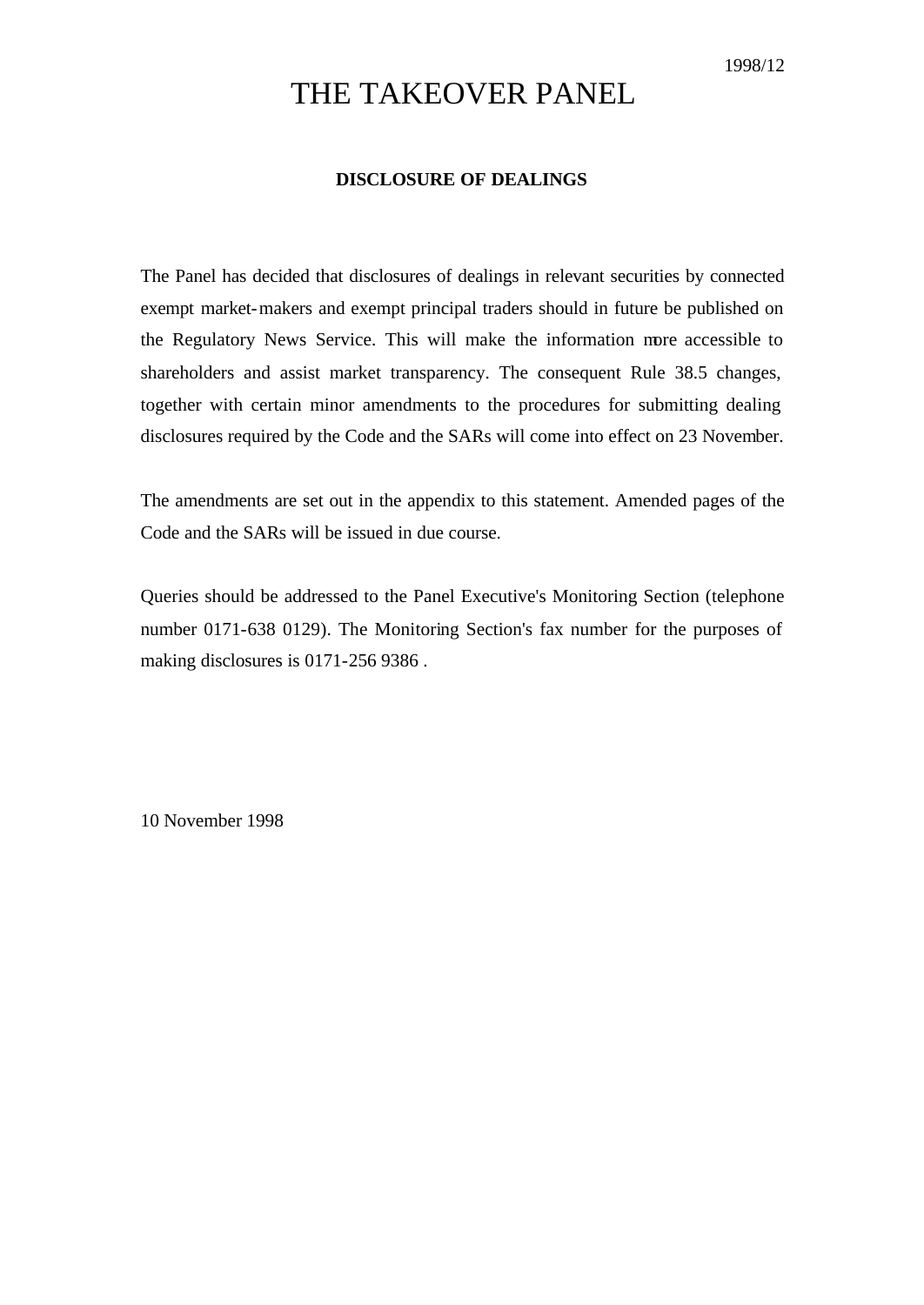1998/12

# THE TAKEOVER PANEL

## DISCLOSURE OF DEALINGS

The Panel has decided that disclosures of dealings in relevant securities by connected exempt market-makers and exempt principal traders should in future be published on the Regulatory News Service. This will make the information more accessible to shareholders and assist market transparency. The consequent Rule 38.5 changes, together with certain minor amendments to the procedures for submitting dealing disclosures required by the Code and the SARs will come into effect on 23 November.

The amendments are set out in the appendix to this statement. Amended pages of the Code and the SARs will be issued in due course.

Queries should be addressed to the Panel Executive's Monitoring Section (telephone number 0171-638 0129). The Monitoring Section's fax number for the purposes of making disclosures is 0171-256 9386 .

10 November 1998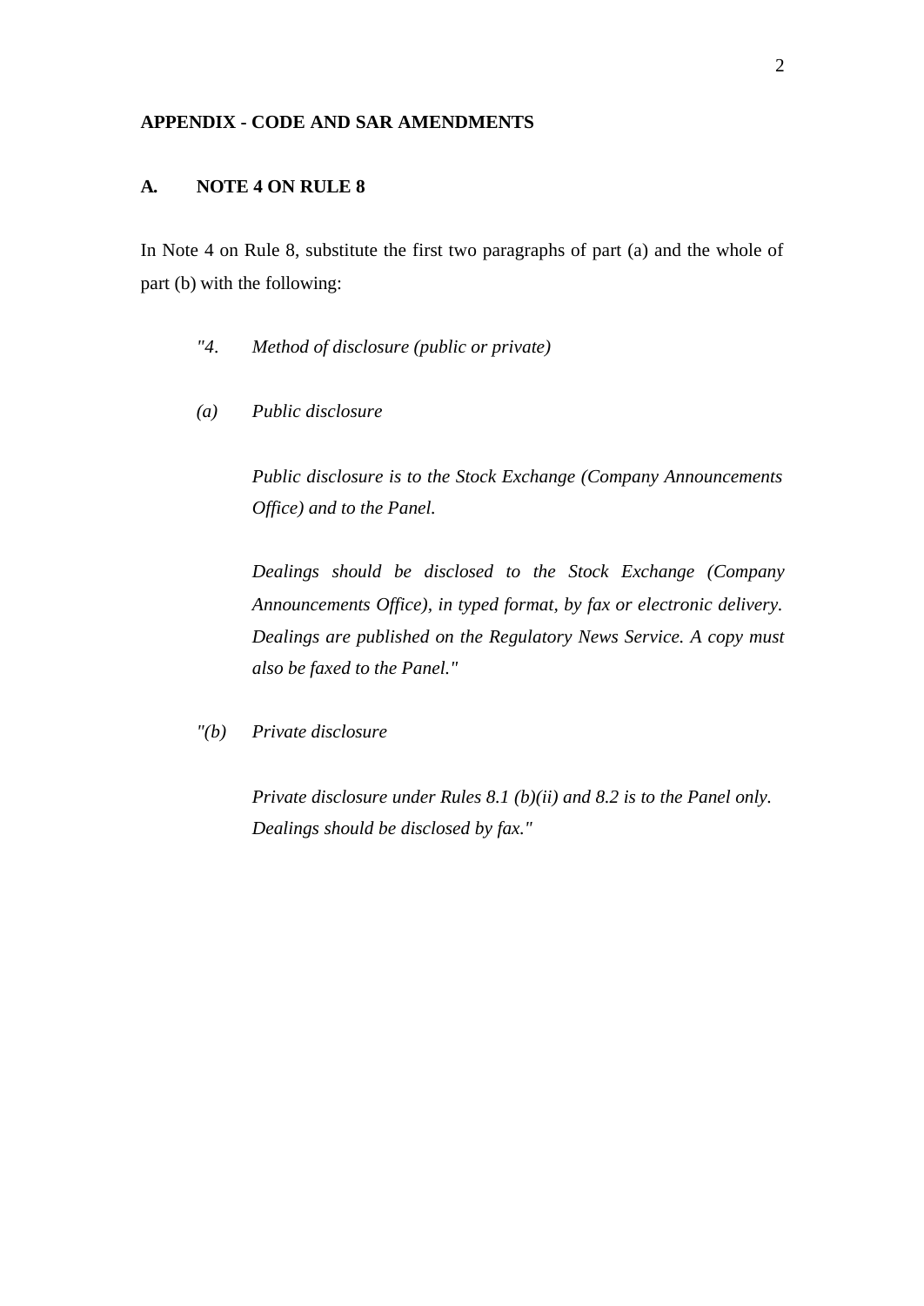## APPENDIX - CODE AND SAR AMENDMENTS

### A. NOTE 4 ON RULE 8

In Note 4 on Rule 8, substitute the first two paragraphs of part (a) and the whole of part (b) with the following:

> *"4. Method of disclosure (public or private)*
>
> *(a) Public disclosure*
>
> *Public disclosure is to the Stock Exchange (Company Announcements Office) and to the Panel.*
>
> *Dealings should be disclosed to the Stock Exchange (Company Announcements Office), in typed format, by fax or electronic delivery. Dealings are published on the Regulatory News Service. A copy must also be faxed to the Panel."*
>
> *"(b) Private disclosure*
>
> *Private disclosure under Rules 8.1 (b)(ii) and 8.2 is to the Panel only. Dealings should be disclosed by fax."*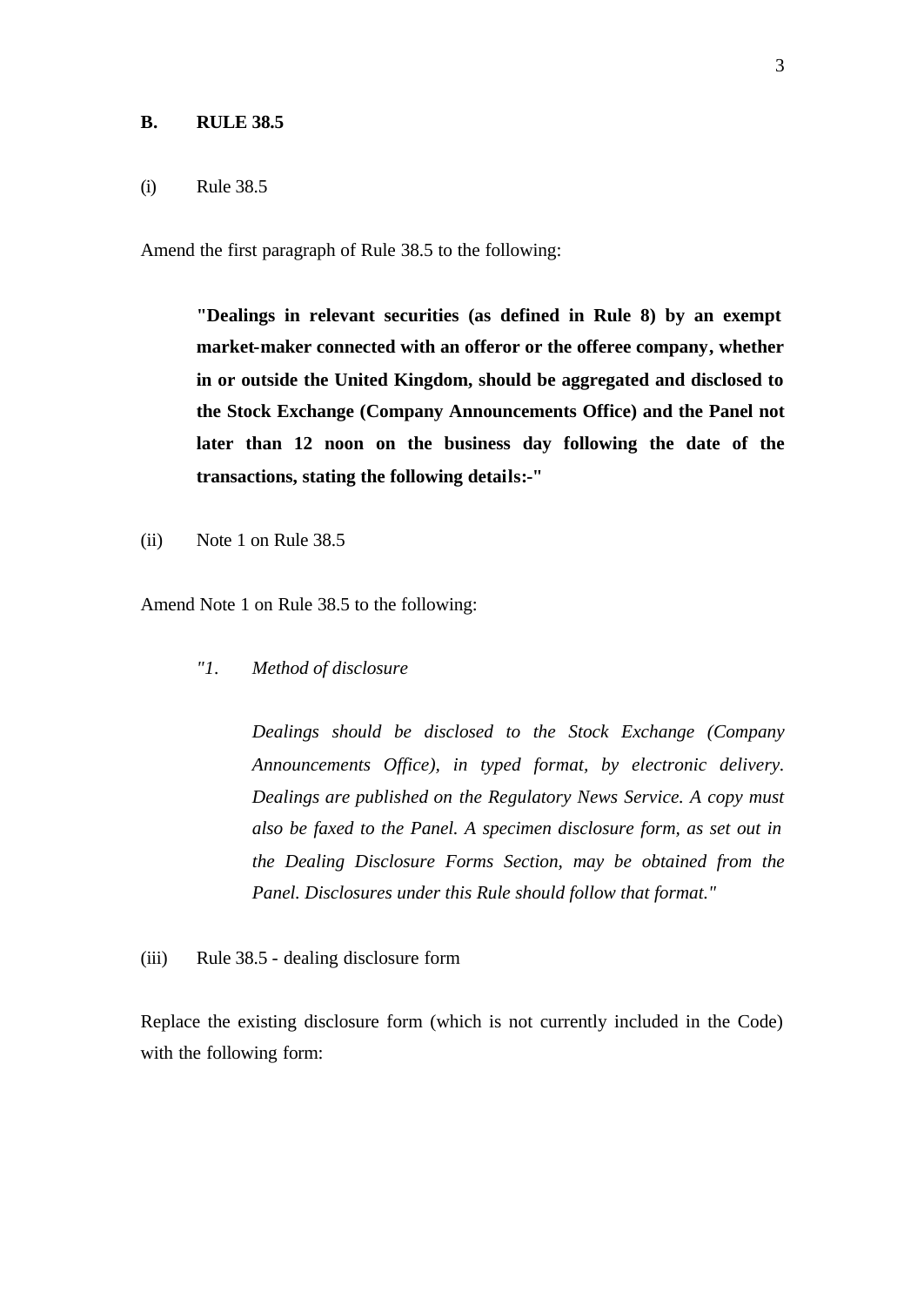## B. RULE 38.5

(i) Rule 38.5

Amend the first paragraph of Rule 38.5 to the following:

> **"Dealings in relevant securities (as defined in Rule 8) by an exempt market-maker connected with an offeror or the offeree company, whether in or outside the United Kingdom, should be aggregated and disclosed to the Stock Exchange (Company Announcements Office) and the Panel not later than 12 noon on the business day following the date of the transactions, stating the following details:-"**

(ii) Note 1 on Rule 38.5

Amend Note 1 on Rule 38.5 to the following:

> *"1. Method of disclosure*
>
> *Dealings should be disclosed to the Stock Exchange (Company Announcements Office), in typed format, by electronic delivery. Dealings are published on the Regulatory News Service. A copy must also be faxed to the Panel. A specimen disclosure form, as set out in the Dealing Disclosure Forms Section, may be obtained from the Panel. Disclosures under this Rule should follow that format."*

(iii) Rule 38.5 - dealing disclosure form

Replace the existing disclosure form (which is not currently included in the Code) with the following form: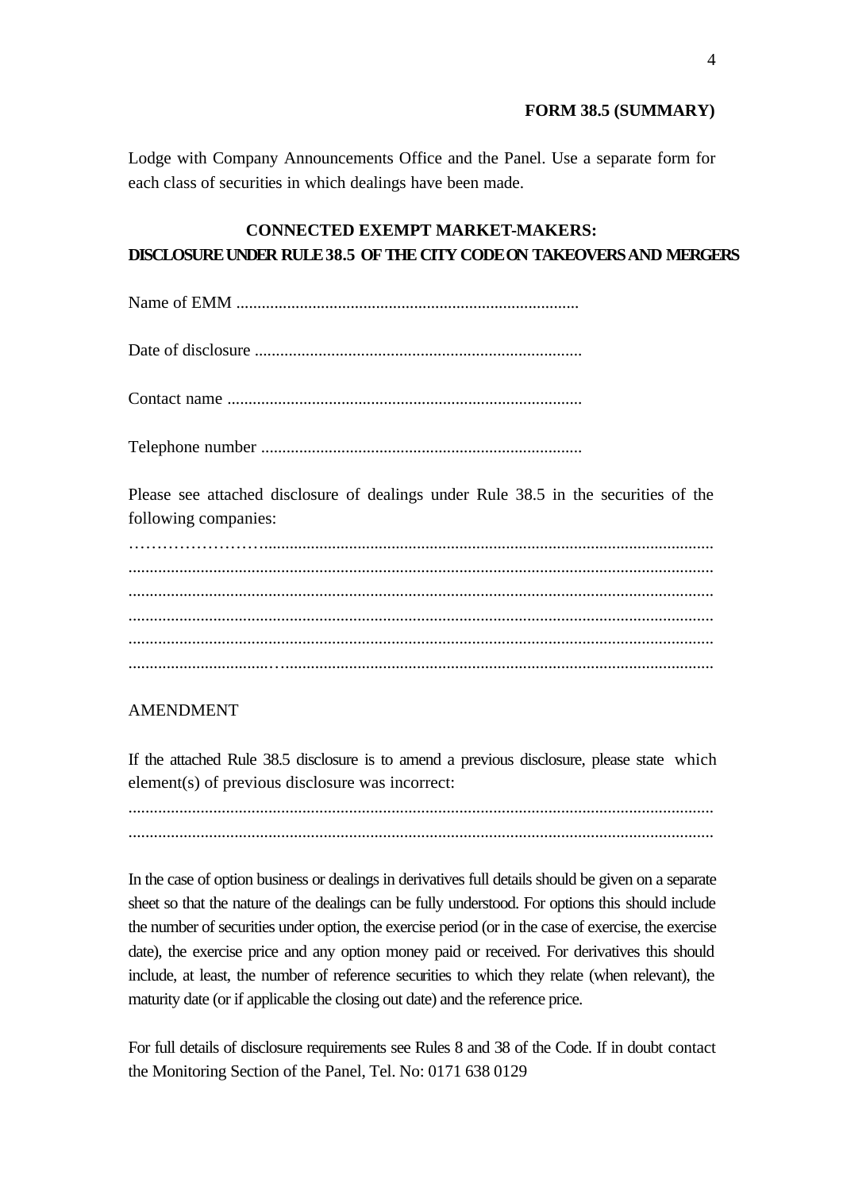**FORM 38.5 (SUMMARY)**

Lodge with Company Announcements Office and the Panel. Use a separate form for each class of securities in which dealings have been made.

**CONNECTED EXEMPT MARKET-MAKERS:**
**DISCLOSURE UNDER RULE 38.5 OF THE CITY CODE ON TAKEOVERS AND MERGERS**

Name of EMM ................................................................................

Date of disclosure ............................................................................

Contact name ...................................................................................

Telephone number ...........................................................................

Please see attached disclosure of dealings under Rule 38.5 in the securities of the following companies:

…………………….........................................................................................................
.........................................................................................................................................
.........................................................................................................................................
.........................................................................................................................................
.........................................................................................................................................
................................…....................................................................................................

AMENDMENT

If the attached Rule 38.5 disclosure is to amend a previous disclosure, please state which element(s) of previous disclosure was incorrect:

.........................................................................................................................................
.........................................................................................................................................

In the case of option business or dealings in derivatives full details should be given on a separate sheet so that the nature of the dealings can be fully understood. For options this should include the number of securities under option, the exercise period (or in the case of exercise, the exercise date), the exercise price and any option money paid or received. For derivatives this should include, at least, the number of reference securities to which they relate (when relevant), the maturity date (or if applicable the closing out date) and the reference price.

For full details of disclosure requirements see Rules 8 and 38 of the Code. If in doubt contact the Monitoring Section of the Panel, Tel. No: 0171 638 0129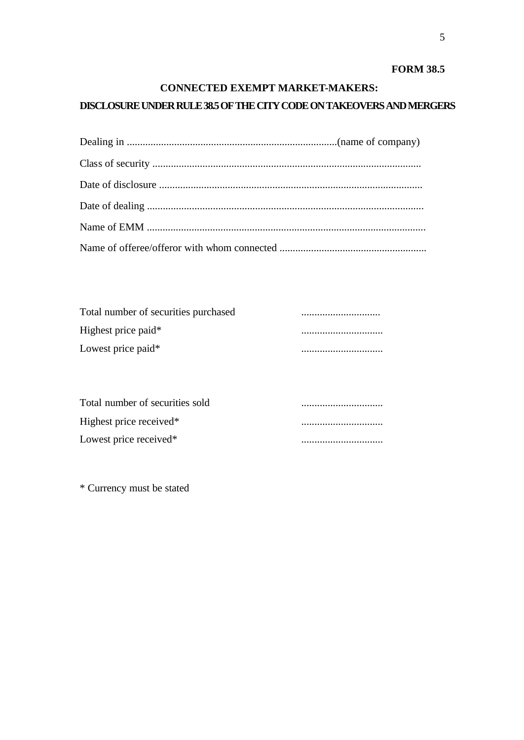**FORM 38.5**

## CONNECTED EXEMPT MARKET-MAKERS:

## DISCLOSURE UNDER RULE 38.5 OF THE CITY CODE ON TAKEOVERS AND MERGERS

Dealing in ................................................................................(name of company)

Class of security .....................................................................................................

Date of disclosure ...................................................................................................

Date of dealing ........................................................................................................

Name of EMM .........................................................................................................

Name of offeree/offeror with whom connected .......................................................

| | |
|---|---|
| Total number of securities purchased | .............................. |
| Highest price paid* | ............................... |
| Lowest price paid* | ............................... |

| | |
|---|---|
| Total number of securities sold | ............................... |
| Highest price received* | ............................... |
| Lowest price received* | ............................... |

* Currency must be stated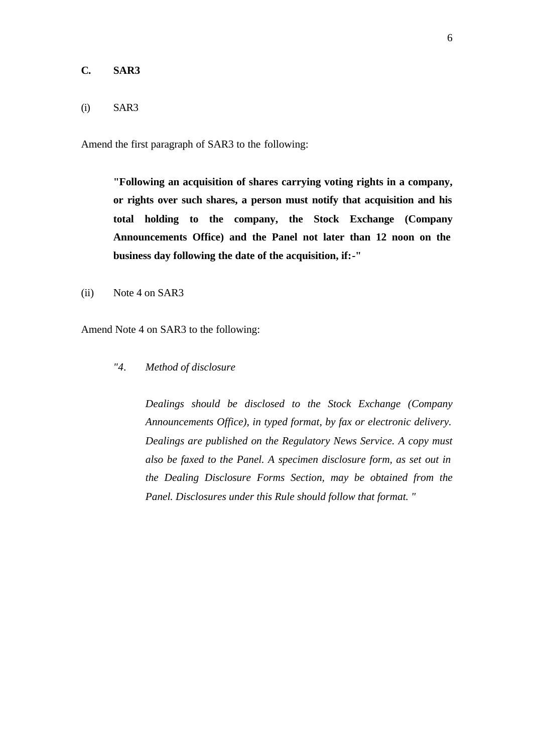## C. SAR3

(i) SAR3

Amend the first paragraph of SAR3 to the following:

> **"Following an acquisition of shares carrying voting rights in a company, or rights over such shares, a person must notify that acquisition and his total holding to the company, the Stock Exchange (Company Announcements Office) and the Panel not later than 12 noon on the business day following the date of the acquisition, if:-"**

(ii) Note 4 on SAR3

Amend Note 4 on SAR3 to the following:

> *"4. Method of disclosure*
>
> *Dealings should be disclosed to the Stock Exchange (Company Announcements Office), in typed format, by fax or electronic delivery. Dealings are published on the Regulatory News Service. A copy must also be faxed to the Panel. A specimen disclosure form, as set out in the Dealing Disclosure Forms Section, may be obtained from the Panel. Disclosures under this Rule should follow that format. "*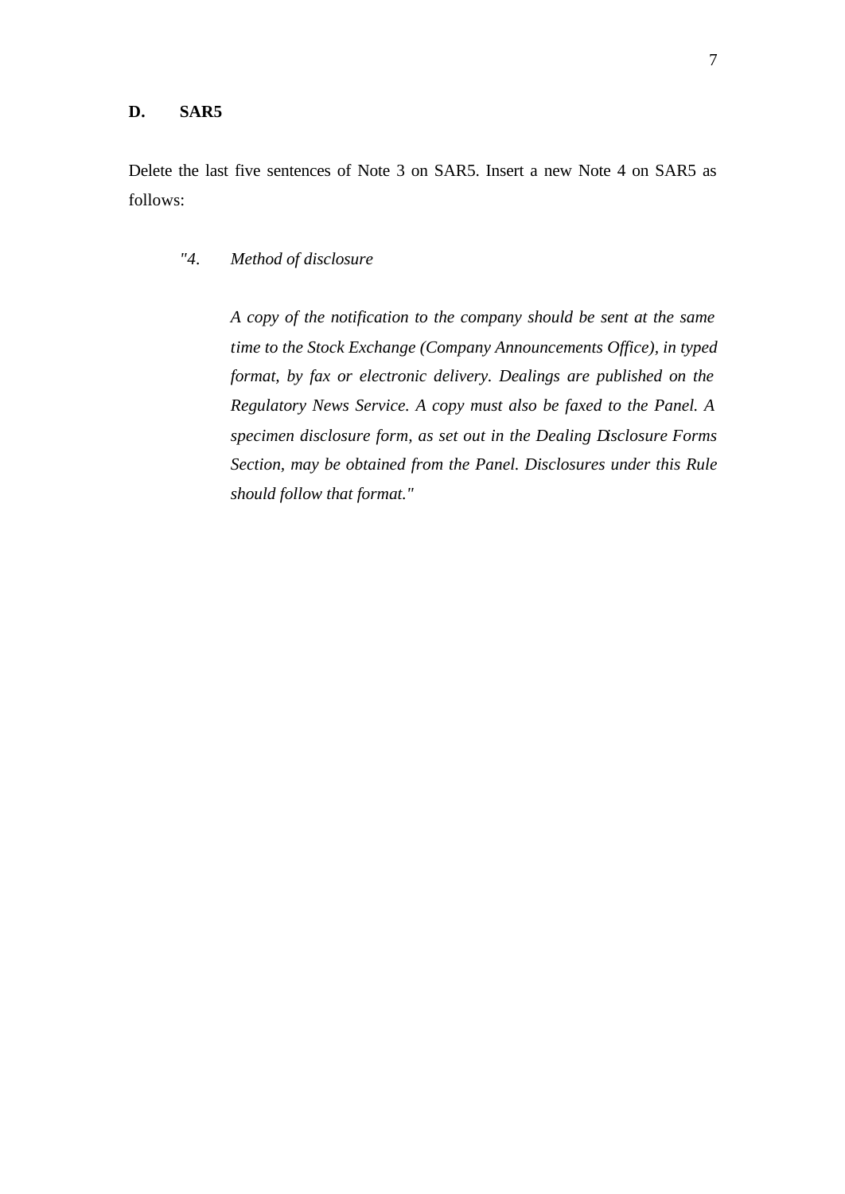## D. SAR5

Delete the last five sentences of Note 3 on SAR5. Insert a new Note 4 on SAR5 as follows:

> *"4. Method of disclosure*
>
> *A copy of the notification to the company should be sent at the same time to the Stock Exchange (Company Announcements Office), in typed format, by fax or electronic delivery. Dealings are published on the Regulatory News Service. A copy must also be faxed to the Panel. A specimen disclosure form, as set out in the Dealing Disclosure Forms Section, may be obtained from the Panel. Disclosures under this Rule should follow that format."*